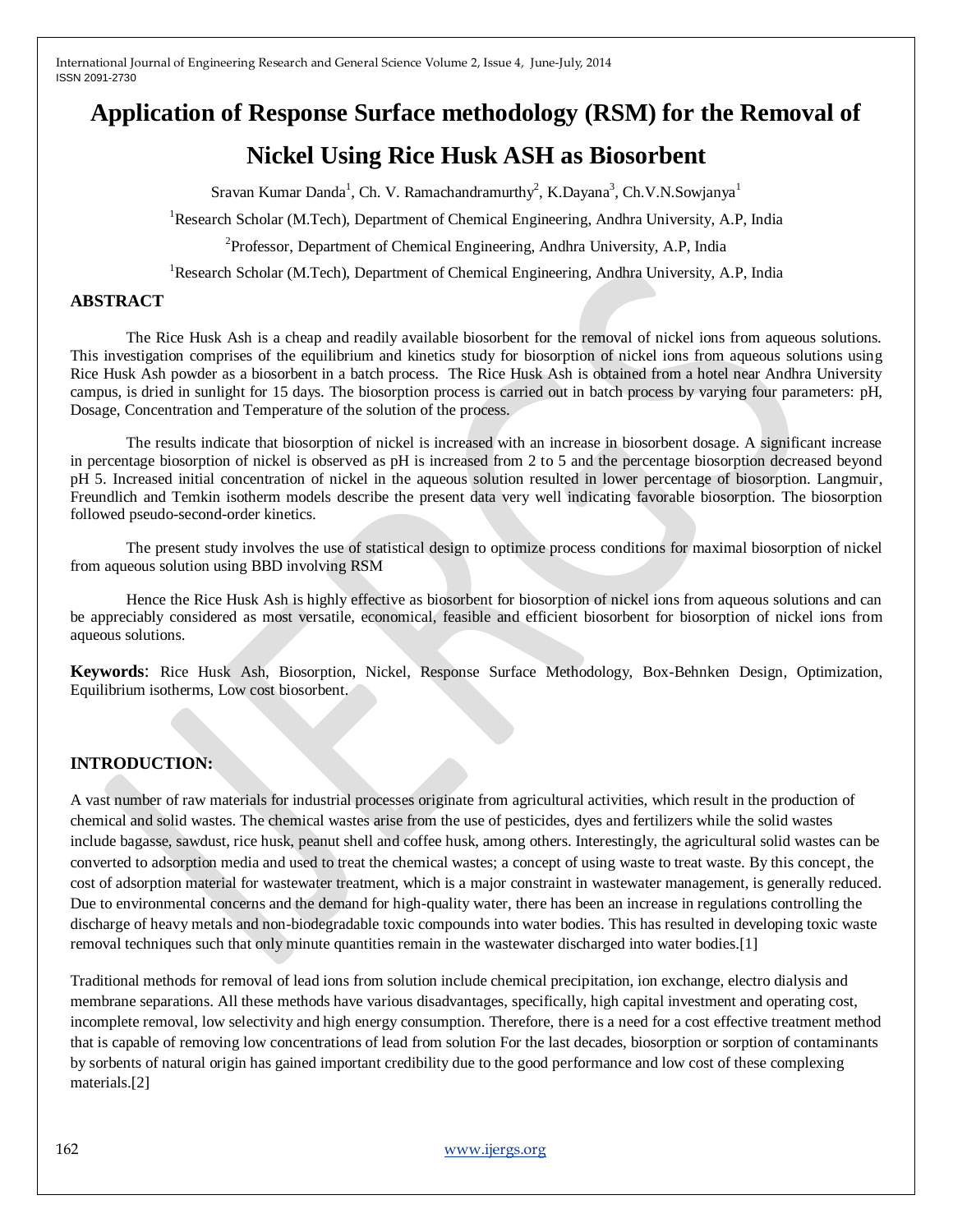# Application of Response Surface methodology (RSM) for the Removal of Nickel Using Rice Husk ASH as Biosorbent

Sravan Kumar Danda[1], Ch. V. Ramachandramurthy[2], K.Dayana[3], Ch.V.N.Sowjanya[1]

[1]Research Scholar (M.Tech), Department of Chemical Engineering, Andhra University, A.P, India

[2]Professor, Department of Chemical Engineering, Andhra University, A.P, India

[1]Research Scholar (M.Tech), Department of Chemical Engineering, Andhra University, A.P, India

## ABSTRACT

The Rice Husk Ash is a cheap and readily available biosorbent for the removal of nickel ions from aqueous solutions. This investigation comprises of the equilibrium and kinetics study for biosorption of nickel ions from aqueous solutions using Rice Husk Ash powder as a biosorbent in a batch process. The Rice Husk Ash is obtained from a hotel near Andhra University campus, is dried in sunlight for 15 days. The biosorption process is carried out in batch process by varying four parameters: pH, Dosage, Concentration and Temperature of the solution of the process.

The results indicate that biosorption of nickel is increased with an increase in biosorbent dosage. A significant increase in percentage biosorption of nickel is observed as pH is increased from 2 to 5 and the percentage biosorption decreased beyond pH 5. Increased initial concentration of nickel in the aqueous solution resulted in lower percentage of biosorption. Langmuir, Freundlich and Temkin isotherm models describe the present data very well indicating favorable biosorption. The biosorption followed pseudo-second-order kinetics.

The present study involves the use of statistical design to optimize process conditions for maximal biosorption of nickel from aqueous solution using BBD involving RSM

Hence the Rice Husk Ash is highly effective as biosorbent for biosorption of nickel ions from aqueous solutions and can be appreciably considered as most versatile, economical, feasible and efficient biosorbent for biosorption of nickel ions from aqueous solutions.

**Keywords**: Rice Husk Ash, Biosorption, Nickel, Response Surface Methodology, Box-Behnken Design, Optimization, Equilibrium isotherms, Low cost biosorbent.

## INTRODUCTION:

A vast number of raw materials for industrial processes originate from agricultural activities, which result in the production of chemical and solid wastes. The chemical wastes arise from the use of pesticides, dyes and fertilizers while the solid wastes include bagasse, sawdust, rice husk, peanut shell and coffee husk, among others. Interestingly, the agricultural solid wastes can be converted to adsorption media and used to treat the chemical wastes; a concept of using waste to treat waste. By this concept, the cost of adsorption material for wastewater treatment, which is a major constraint in wastewater management, is generally reduced. Due to environmental concerns and the demand for high-quality water, there has been an increase in regulations controlling the discharge of heavy metals and non-biodegradable toxic compounds into water bodies. This has resulted in developing toxic waste removal techniques such that only minute quantities remain in the wastewater discharged into water bodies.[1]

Traditional methods for removal of lead ions from solution include chemical precipitation, ion exchange, electro dialysis and membrane separations. All these methods have various disadvantages, specifically, high capital investment and operating cost, incomplete removal, low selectivity and high energy consumption. Therefore, there is a need for a cost effective treatment method that is capable of removing low concentrations of lead from solution For the last decades, biosorption or sorption of contaminants by sorbents of natural origin has gained important credibility due to the good performance and low cost of these complexing materials.[2]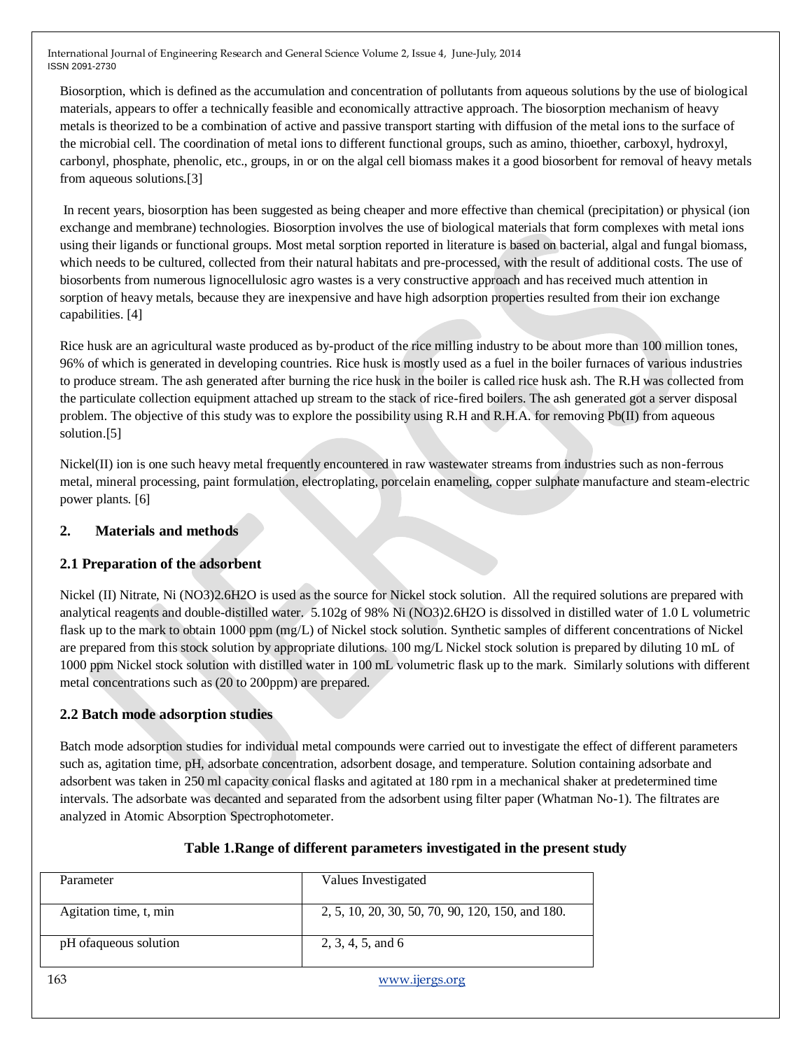Biosorption, which is defined as the accumulation and concentration of pollutants from aqueous solutions by the use of biological materials, appears to offer a technically feasible and economically attractive approach. The biosorption mechanism of heavy metals is theorized to be a combination of active and passive transport starting with diffusion of the metal ions to the surface of the microbial cell. The coordination of metal ions to different functional groups, such as amino, thioether, carboxyl, hydroxyl, carbonyl, phosphate, phenolic, etc., groups, in or on the algal cell biomass makes it a good biosorbent for removal of heavy metals from aqueous solutions.[3]

In recent years, biosorption has been suggested as being cheaper and more effective than chemical (precipitation) or physical (ion exchange and membrane) technologies. Biosorption involves the use of biological materials that form complexes with metal ions using their ligands or functional groups. Most metal sorption reported in literature is based on bacterial, algal and fungal biomass, which needs to be cultured, collected from their natural habitats and pre-processed, with the result of additional costs. The use of biosorbents from numerous lignocellulosic agro wastes is a very constructive approach and has received much attention in sorption of heavy metals, because they are inexpensive and have high adsorption properties resulted from their ion exchange capabilities. [4]

Rice husk are an agricultural waste produced as by-product of the rice milling industry to be about more than 100 million tones, 96% of which is generated in developing countries. Rice husk is mostly used as a fuel in the boiler furnaces of various industries to produce stream. The ash generated after burning the rice husk in the boiler is called rice husk ash. The R.H was collected from the particulate collection equipment attached up stream to the stack of rice-fired boilers. The ash generated got a server disposal problem. The objective of this study was to explore the possibility using R.H and R.H.A. for removing Pb(II) from aqueous solution.[5]

Nickel(II) ion is one such heavy metal frequently encountered in raw wastewater streams from industries such as non-ferrous metal, mineral processing, paint formulation, electroplating, porcelain enameling, copper sulphate manufacture and steam-electric power plants. [6]

## 2. Materials and methods

### 2.1 Preparation of the adsorbent

Nickel (II) Nitrate, $Ni(NO_3)_2.6H_2O$ is used as the source for Nickel stock solution. All the required solutions are prepared with analytical reagents and double-distilled water. 5.102g of 98% $Ni(NO_3)_2.6H_2O$ is dissolved in distilled water of 1.0 L volumetric flask up to the mark to obtain 1000 ppm (mg/L) of Nickel stock solution. Synthetic samples of different concentrations of Nickel are prepared from this stock solution by appropriate dilutions. 100 mg/L Nickel stock solution is prepared by diluting 10 mL of 1000 ppm Nickel stock solution with distilled water in 100 mL volumetric flask up to the mark. Similarly solutions with different metal concentrations such as (20 to 200ppm) are prepared.

### 2.2 Batch mode adsorption studies

Batch mode adsorption studies for individual metal compounds were carried out to investigate the effect of different parameters such as, agitation time, pH, adsorbate concentration, adsorbent dosage, and temperature. Solution containing adsorbate and adsorbent was taken in 250 ml capacity conical flasks and agitated at 180 rpm in a mechanical shaker at predetermined time intervals. The adsorbate was decanted and separated from the adsorbent using filter paper (Whatman No-1). The filtrates are analyzed in Atomic Absorption Spectrophotometer.

**Table 1.Range of different parameters investigated in the present study**

| Parameter | Values Investigated |
|---|---|
| Agitation time, t, min | 2, 5, 10, 20, 30, 50, 70, 90, 120, 150, and 180. |
| pH ofaqueous solution | 2, 3, 4, 5, and 6 |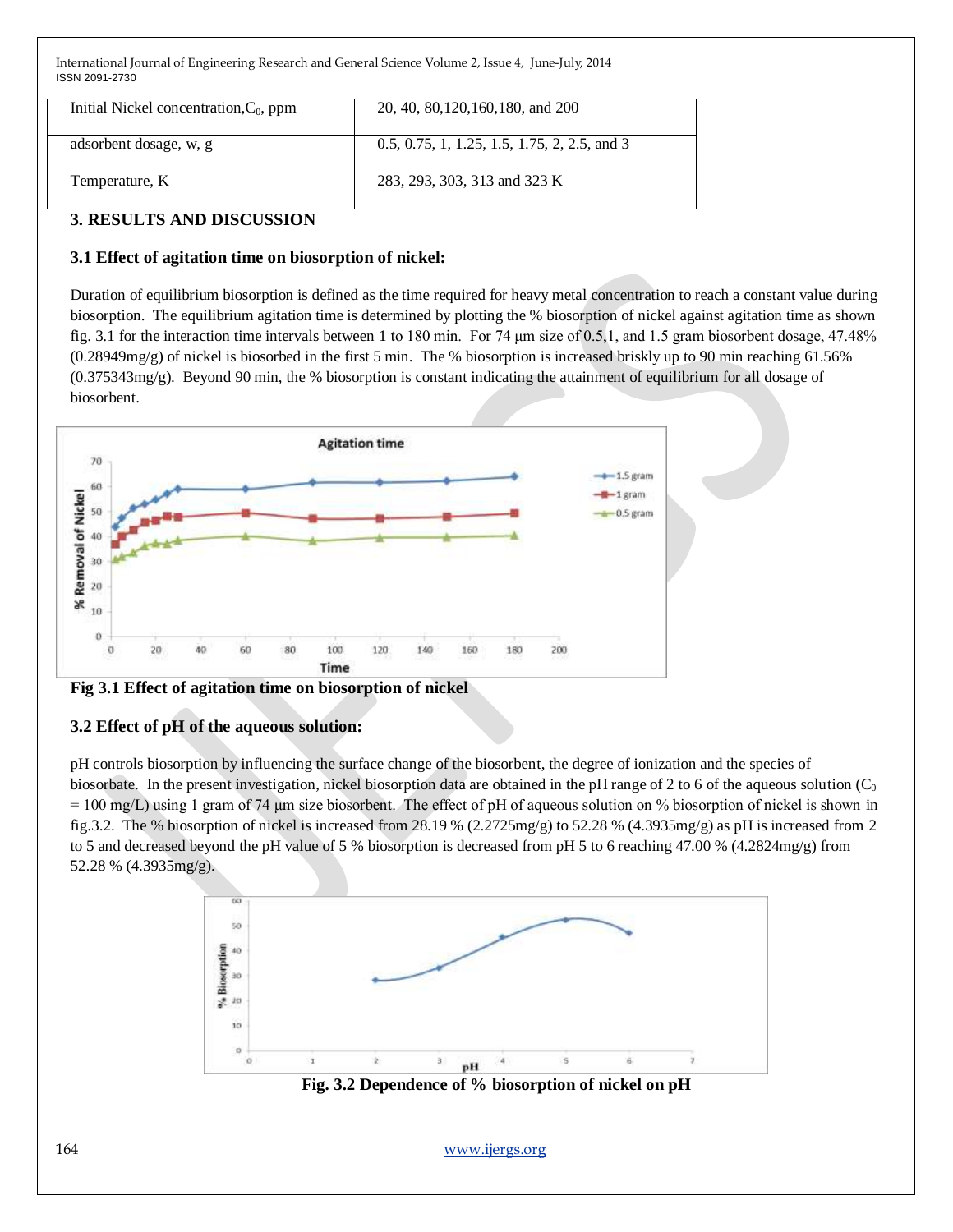| Initial Nickel concentration, $C_0$, ppm | 20, 40, 80,120,160,180, and 200 |
|---|---|
| adsorbent dosage, w, g | 0.5, 0.75, 1, 1.25, 1.5, 1.75, 2, 2.5, and 3 |
| Temperature, K | 283, 293, 303, 313 and 323 K |

## 3. RESULTS AND DISCUSSION

### 3.1 Effect of agitation time on biosorption of nickel:

Duration of equilibrium biosorption is defined as the time required for heavy metal concentration to reach a constant value during biosorption. The equilibrium agitation time is determined by plotting the % biosorption of nickel against agitation time as shown fig. 3.1 for the interaction time intervals between 1 to 180 min. For 74 µm size of 0.5,1, and 1.5 gram biosorbent dosage, 47.48% (0.28949mg/g) of nickel is biosorbed in the first 5 min. The % biosorption is increased briskly up to 90 min reaching 61.56% (0.375343mg/g). Beyond 90 min, the % biosorption is constant indicating the attainment of equilibrium for all dosage of biosorbent.

**Fig 3.1 Effect of agitation time on biosorption of nickel**

### 3.2 Effect of pH of the aqueous solution:

pH controls biosorption by influencing the surface change of the biosorbent, the degree of ionization and the species of biosorbate. In the present investigation, nickel biosorption data are obtained in the pH range of 2 to 6 of the aqueous solution ($C_0$ = 100 mg/L) using 1 gram of 74 µm size biosorbent. The effect of pH of aqueous solution on % biosorption of nickel is shown in fig.3.2. The % biosorption of nickel is increased from 28.19 % (2.2725mg/g) to 52.28 % (4.3935mg/g) as pH is increased from 2 to 5 and decreased beyond the pH value of 5 % biosorption is decreased from pH 5 to 6 reaching 47.00 % (4.2824mg/g) from 52.28 % (4.3935mg/g).

**Fig. 3.2 Dependence of % biosorption of nickel on pH**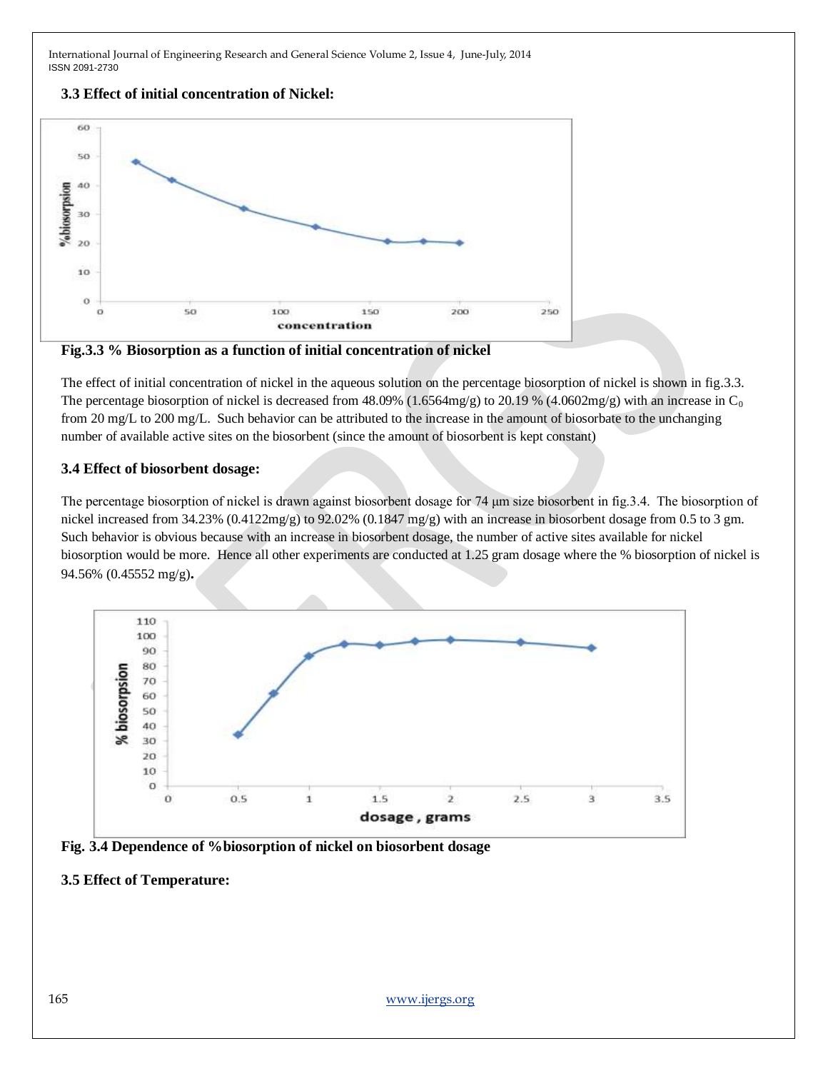### 3.3 Effect of initial concentration of Nickel:

**Fig.3.3 % Biosorption as a function of initial concentration of nickel**

The effect of initial concentration of nickel in the aqueous solution on the percentage biosorption of nickel is shown in fig.3.3. The percentage biosorption of nickel is decreased from 48.09% (1.6564mg/g) to 20.19 % (4.0602mg/g) with an increase in $C_0$ from 20 mg/L to 200 mg/L. Such behavior can be attributed to the increase in the amount of biosorbate to the unchanging number of available active sites on the biosorbent (since the amount of biosorbent is kept constant)

### 3.4 Effect of biosorbent dosage:

The percentage biosorption of nickel is drawn against biosorbent dosage for 74 μm size biosorbent in fig.3.4. The biosorption of nickel increased from 34.23% (0.4122mg/g) to 92.02% (0.1847 mg/g) with an increase in biosorbent dosage from 0.5 to 3 gm. Such behavior is obvious because with an increase in biosorbent dosage, the number of active sites available for nickel biosorption would be more. Hence all other experiments are conducted at 1.25 gram dosage where the % biosorption of nickel is 94.56% (0.45552 mg/g)**.**

**Fig. 3.4 Dependence of %biosorption of nickel on biosorbent dosage**

### 3.5 Effect of Temperature: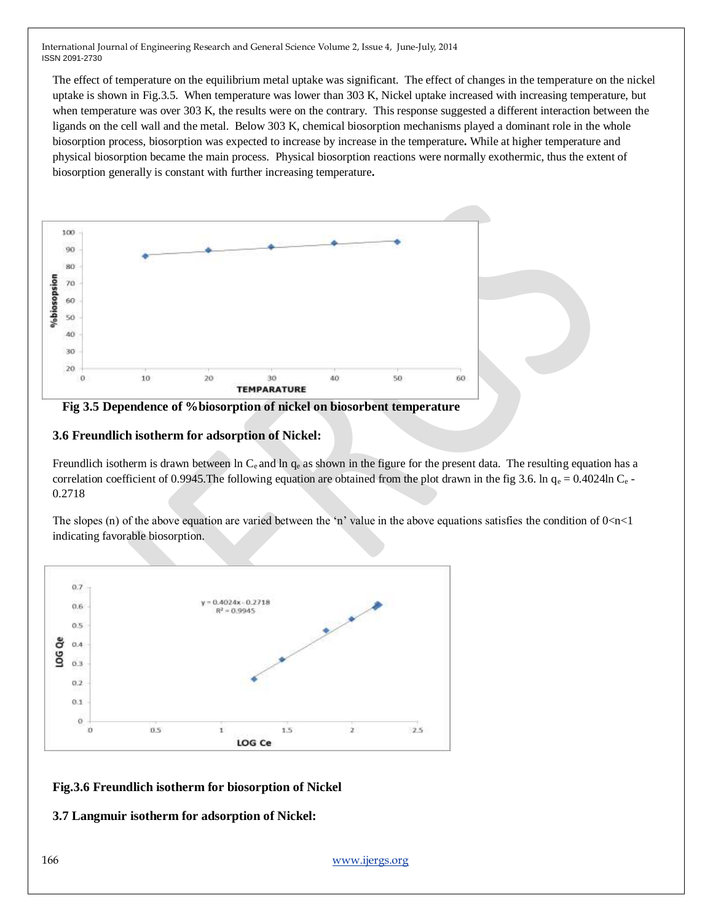The effect of temperature on the equilibrium metal uptake was significant. The effect of changes in the temperature on the nickel uptake is shown in Fig.3.5. When temperature was lower than 303 K, Nickel uptake increased with increasing temperature, but when temperature was over 303 K, the results were on the contrary. This response suggested a different interaction between the ligands on the cell wall and the metal. Below 303 K, chemical biosorption mechanisms played a dominant role in the whole biosorption process, biosorption was expected to increase by increase in the temperature**.** While at higher temperature and physical biosorption became the main process. Physical biosorption reactions were normally exothermic, thus the extent of biosorption generally is constant with further increasing temperature**.**

**Fig 3.5 Dependence of %biosorption of nickel on biosorbent temperature**

### 3.6 Freundlich isotherm for adsorption of Nickel:

Freundlich isotherm is drawn between ln $C_e$ and ln $q_e$ as shown in the figure for the present data. The resulting equation has a correlation coefficient of 0.9945.The following equation are obtained from the plot drawn in the fig 3.6. $\ln q_e = 0.4024 \ln C_e - 0.2718$

The slopes (n) of the above equation are varied between the 'n' value in the above equations satisfies the condition of $0<n<1$ indicating favorable biosorption.

**Fig.3.6 Freundlich isotherm for biosorption of Nickel**

### 3.7 Langmuir isotherm for adsorption of Nickel: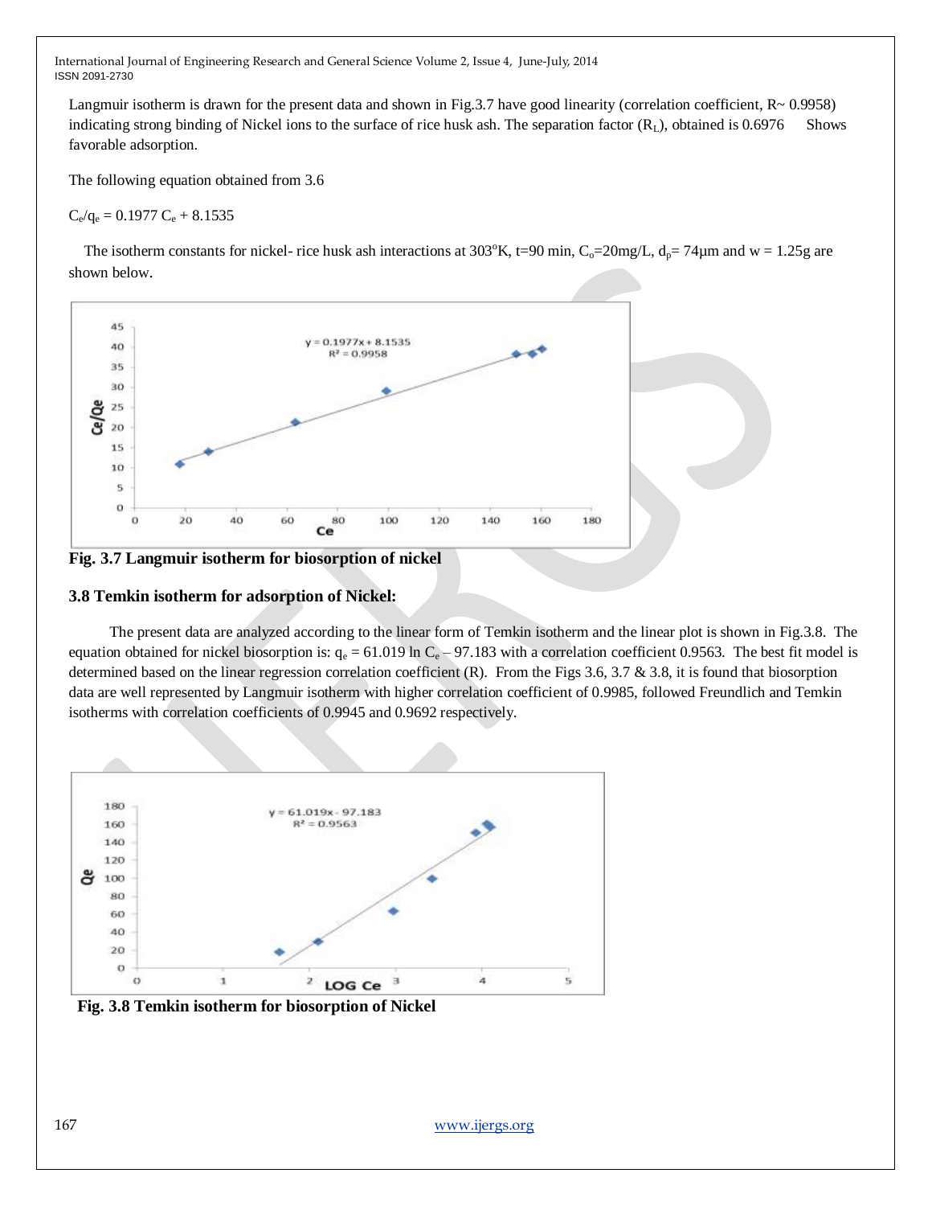Langmuir isotherm is drawn for the present data and shown in Fig.3.7 have good linearity (correlation coefficient, R~ 0.9958) indicating strong binding of Nickel ions to the surface of rice husk ash. The separation factor ($R_L$), obtained is 0.6976 Shows favorable adsorption.

The following equation obtained from 3.6

$C_e/q_e = 0.1977\ C_e + 8.1535$

The isotherm constants for nickel- rice husk ash interactions at 303°K, t=90 min, $C_o$=20mg/L, $d_p$= 74μm and w = 1.25g are shown below.

**Fig. 3.7 Langmuir isotherm for biosorption of nickel**

### 3.8 Temkin isotherm for adsorption of Nickel:

The present data are analyzed according to the linear form of Temkin isotherm and the linear plot is shown in Fig.3.8. The equation obtained for nickel biosorption is: $q_e = 61.019 \ln C_e - 97.183$ with a correlation coefficient 0.9563. The best fit model is determined based on the linear regression correlation coefficient (R). From the Figs 3.6, 3.7 & 3.8, it is found that biosorption data are well represented by Langmuir isotherm with higher correlation coefficient of 0.9985, followed Freundlich and Temkin isotherms with correlation coefficients of 0.9945 and 0.9692 respectively.

**Fig. 3.8 Temkin isotherm for biosorption of Nickel**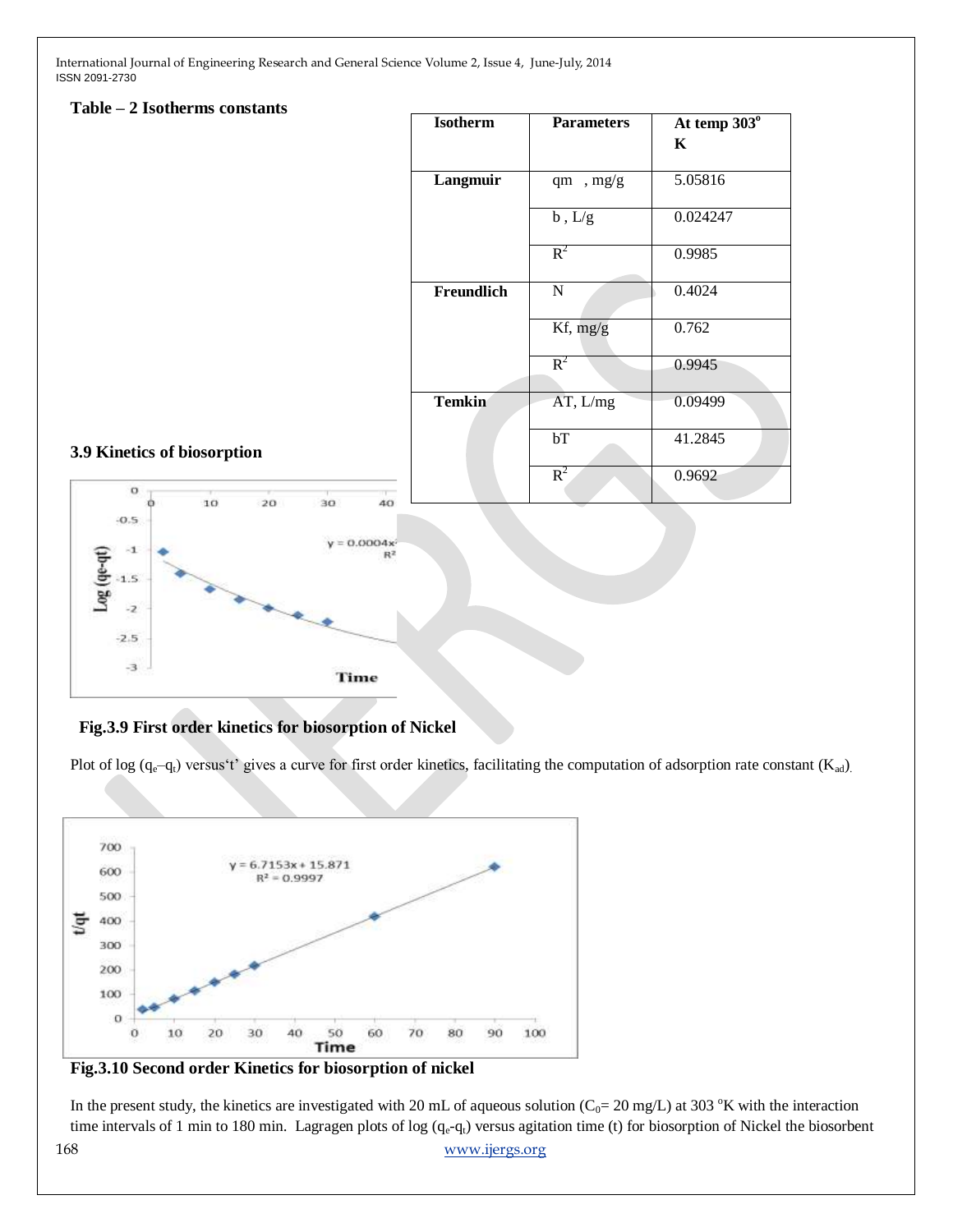**Table – 2 Isotherms constants**

| Isotherm | Parameters | At temp 303° K |
|---|---|---|
| Langmuir | qm , mg/g | 5.05816 |
| | b , L/g | 0.024247 |
| | $R^2$ | 0.9985 |
| Freundlich | N | 0.4024 |
| | Kf, mg/g | 0.762 |
| | $R^2$ | 0.9945 |
| Temkin | AT, L/mg | 0.09499 |
| | bT | 41.2845 |
| | $R^2$ | 0.9692 |

### 3.9 Kinetics of biosorption

**Fig.3.9 First order kinetics for biosorption of Nickel**

Plot of log ($q_e$–$q_t$) versus't' gives a curve for first order kinetics, facilitating the computation of adsorption rate constant ($K_{ad}$).

**Fig.3.10 Second order Kinetics for biosorption of nickel**

In the present study, the kinetics are investigated with 20 mL of aqueous solution ($C_0$= 20 mg/L) at 303 °K with the interaction time intervals of 1 min to 180 min. Lagragen plots of log ($q_e$-$q_t$) versus agitation time (t) for biosorption of Nickel the biosorbent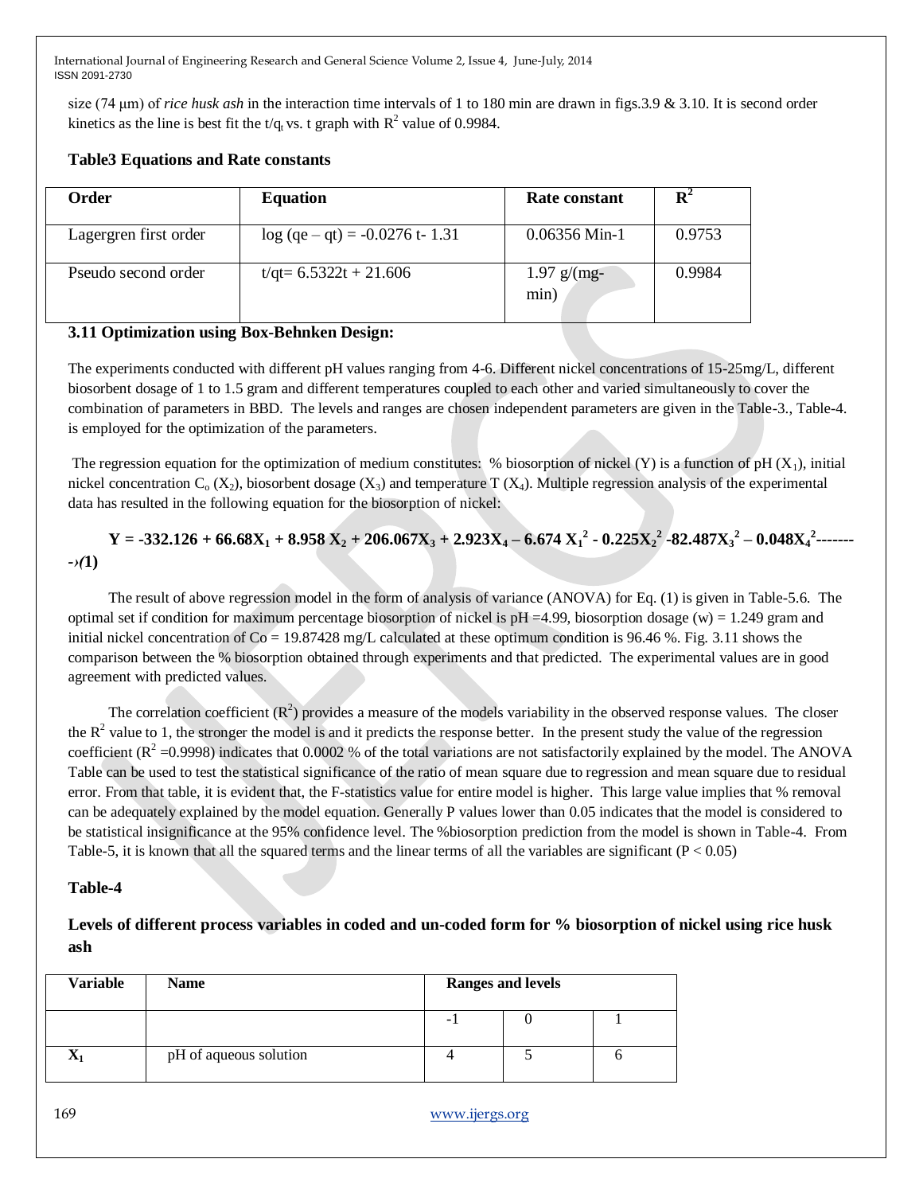size (74 μm) of *rice husk ash* in the interaction time intervals of 1 to 180 min are drawn in figs.3.9 & 3.10. It is second order kinetics as the line is best fit the $t/q_t$ vs. t graph with $R^2$ value of 0.9984.

**Table3 Equations and Rate constants**

| Order | Equation | Rate constant | $R^2$ |
|---|---|---|---|
| Lagergren first order | $\log (qe - qt) = -0.0276\, t - 1.31$ | 0.06356 Min-1 | 0.9753 |
| Pseudo second order | $t/qt = 6.5322t + 21.606$ | 1.97 g/(mg-min) | 0.9984 |

**3.11 Optimization using Box-Behnken Design:**

The experiments conducted with different pH values ranging from 4-6. Different nickel concentrations of 15-25mg/L, different biosorbent dosage of 1 to 1.5 gram and different temperatures coupled to each other and varied simultaneously to cover the combination of parameters in BBD. The levels and ranges are chosen independent parameters are given in the Table-3., Table-4. is employed for the optimization of the parameters.

The regression equation for the optimization of medium constitutes: % biosorption of nickel (Y) is a function of pH ($X_1$), initial nickel concentration $C_o$ ($X_2$), biosorbent dosage ($X_3$) and temperature T ($X_4$). Multiple regression analysis of the experimental data has resulted in the following equation for the biosorption of nickel:

$$Y = -332.126 + 66.68X_1 + 8.958\,X_2 + 206.067X_3 + 2.923X_4 - 6.674\,X_1^2 - 0.225X_2^2 - 82.487X_3^2 - 0.048X_4^2 \quad \text{-------›}(1)$$

The result of above regression model in the form of analysis of variance (ANOVA) for Eq. (1) is given in Table-5.6. The optimal set if condition for maximum percentage biosorption of nickel is pH =4.99, biosorption dosage (w) = 1.249 gram and initial nickel concentration of Co = 19.87428 mg/L calculated at these optimum condition is 96.46 %. Fig. 3.11 shows the comparison between the % biosorption obtained through experiments and that predicted. The experimental values are in good agreement with predicted values.

The correlation coefficient ($R^2$) provides a measure of the models variability in the observed response values. The closer the $R^2$ value to 1, the stronger the model is and it predicts the response better. In the present study the value of the regression coefficient ($R^2$ =0.9998) indicates that 0.0002 % of the total variations are not satisfactorily explained by the model. The ANOVA Table can be used to test the statistical significance of the ratio of mean square due to regression and mean square due to residual error. From that table, it is evident that, the F-statistics value for entire model is higher. This large value implies that % removal can be adequately explained by the model equation. Generally P values lower than 0.05 indicates that the model is considered to be statistical insignificance at the 95% confidence level. The %biosorption prediction from the model is shown in Table-4. From Table-5, it is known that all the squared terms and the linear terms of all the variables are significant ($P < 0.05$)

**Table-4**

**Levels of different process variables in coded and un-coded form for % biosorption of nickel using rice husk ash**

| Variable | Name | Ranges and levels | | |
|---|---|---|---|---|
| | | -1 | 0 | 1 |
| $X_1$ | pH of aqueous solution | 4 | 5 | 6 |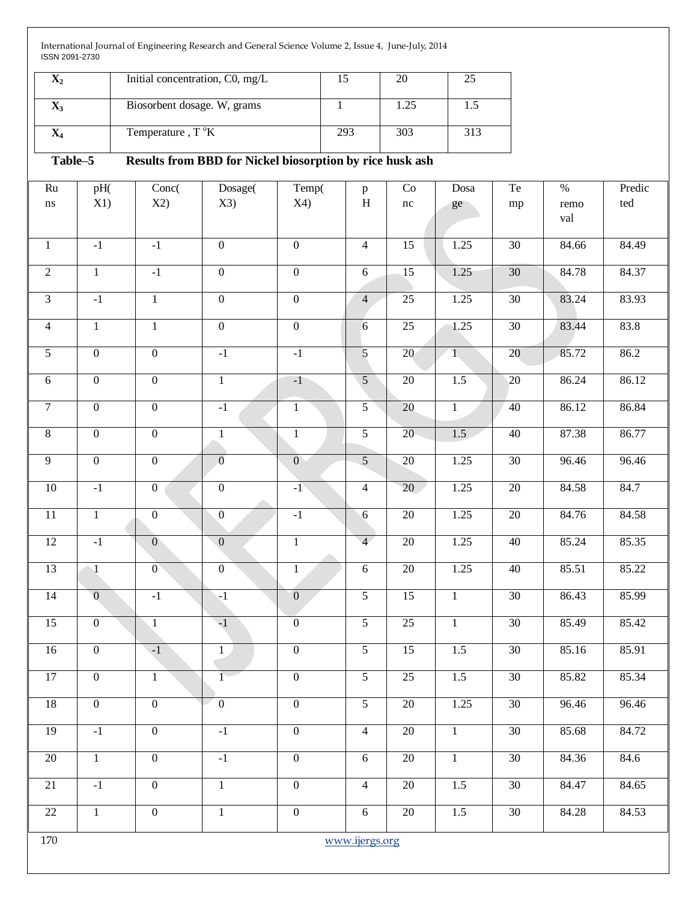| | | | | |
|---|---|---|---|---|
| $X_2$ | Initial concentration, C0, mg/L | 15 | 20 | 25 |
| $X_3$ | Biosorbent dosage. W, grams | 1 | 1.25 | 1.5 |
| $X_4$ | Temperature , T °K | 293 | 303 | 313 |

**Table–5 Results from BBD for Nickel biosorption by rice husk ash**

| Runs | pH(X1) | Conc(X2) | Dosage(X3) | Temp(X4) | pH | Conc | Dosage | Temp | % removal | Predicted |
|---|---|---|---|---|---|---|---|---|---|---|
| 1 | -1 | -1 | 0 | 0 | 4 | 15 | 1.25 | 30 | 84.66 | 84.49 |
| 2 | 1 | -1 | 0 | 0 | 6 | 15 | 1.25 | 30 | 84.78 | 84.37 |
| 3 | -1 | 1 | 0 | 0 | 4 | 25 | 1.25 | 30 | 83.24 | 83.93 |
| 4 | 1 | 1 | 0 | 0 | 6 | 25 | 1.25 | 30 | 83.44 | 83.8 |
| 5 | 0 | 0 | -1 | -1 | 5 | 20 | 1 | 20 | 85.72 | 86.2 |
| 6 | 0 | 0 | 1 | -1 | 5 | 20 | 1.5 | 20 | 86.24 | 86.12 |
| 7 | 0 | 0 | -1 | 1 | 5 | 20 | 1 | 40 | 86.12 | 86.84 |
| 8 | 0 | 0 | 1 | 1 | 5 | 20 | 1.5 | 40 | 87.38 | 86.77 |
| 9 | 0 | 0 | 0 | 0 | 5 | 20 | 1.25 | 30 | 96.46 | 96.46 |
| 10 | -1 | 0 | 0 | -1 | 4 | 20 | 1.25 | 20 | 84.58 | 84.7 |
| 11 | 1 | 0 | 0 | -1 | 6 | 20 | 1.25 | 20 | 84.76 | 84.58 |
| 12 | -1 | 0 | 0 | 1 | 4 | 20 | 1.25 | 40 | 85.24 | 85.35 |
| 13 | 1 | 0 | 0 | 1 | 6 | 20 | 1.25 | 40 | 85.51 | 85.22 |
| 14 | 0 | -1 | -1 | 0 | 5 | 15 | 1 | 30 | 86.43 | 85.99 |
| 15 | 0 | 1 | -1 | 0 | 5 | 25 | 1 | 30 | 85.49 | 85.42 |
| 16 | 0 | -1 | 1 | 0 | 5 | 15 | 1.5 | 30 | 85.16 | 85.91 |
| 17 | 0 | 1 | 1 | 0 | 5 | 25 | 1.5 | 30 | 85.82 | 85.34 |
| 18 | 0 | 0 | 0 | 0 | 5 | 20 | 1.25 | 30 | 96.46 | 96.46 |
| 19 | -1 | 0 | -1 | 0 | 4 | 20 | 1 | 30 | 85.68 | 84.72 |
| 20 | 1 | 0 | -1 | 0 | 6 | 20 | 1 | 30 | 84.36 | 84.6 |
| 21 | -1 | 0 | 1 | 0 | 4 | 20 | 1.5 | 30 | 84.47 | 84.65 |
| 22 | 1 | 0 | 1 | 0 | 6 | 20 | 1.5 | 30 | 84.28 | 84.53 |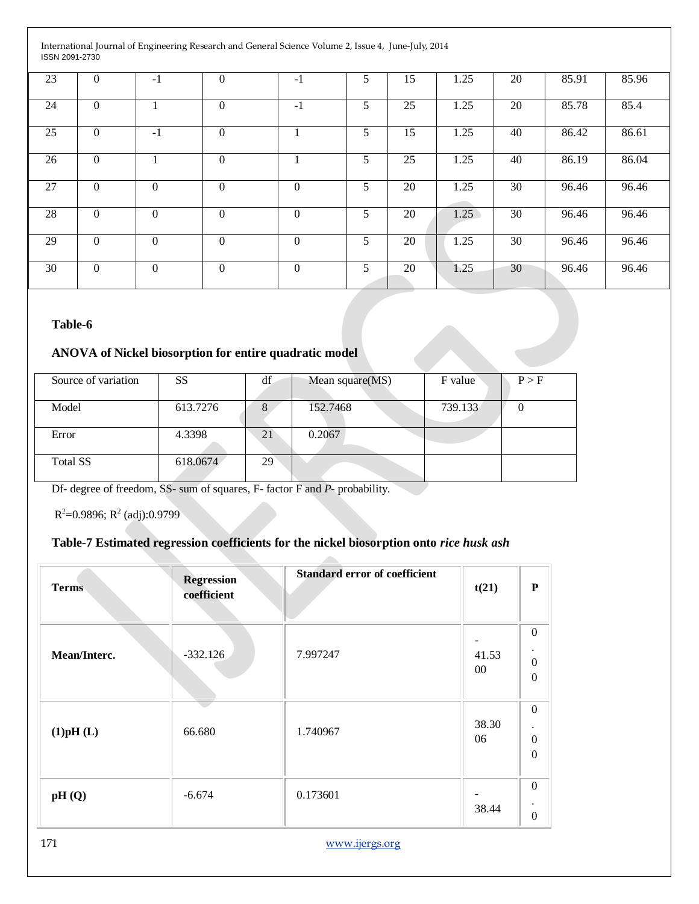| 23 | 0 | -1 | 0 | -1 | 5 | 15 | 1.25 | 20 | 85.91 | 85.96 |
|---|---|---|---|---|---|---|---|---|---|---|
| 24 | 0 | 1 | 0 | -1 | 5 | 25 | 1.25 | 20 | 85.78 | 85.4 |
| 25 | 0 | -1 | 0 | 1 | 5 | 15 | 1.25 | 40 | 86.42 | 86.61 |
| 26 | 0 | 1 | 0 | 1 | 5 | 25 | 1.25 | 40 | 86.19 | 86.04 |
| 27 | 0 | 0 | 0 | 0 | 5 | 20 | 1.25 | 30 | 96.46 | 96.46 |
| 28 | 0 | 0 | 0 | 0 | 5 | 20 | 1.25 | 30 | 96.46 | 96.46 |
| 29 | 0 | 0 | 0 | 0 | 5 | 20 | 1.25 | 30 | 96.46 | 96.46 |
| 30 | 0 | 0 | 0 | 0 | 5 | 20 | 1.25 | 30 | 96.46 | 96.46 |

**Table-6**

**ANOVA of Nickel biosorption for entire quadratic model**

| Source of variation | SS | df | Mean square(MS) | F value | P > F |
|---|---|---|---|---|---|
| Model | 613.7276 | 8 | 152.7468 | 739.133 | 0 |
| Error | 4.3398 | 21 | 0.2067 | | |
| Total SS | 618.0674 | 29 | | | |

Df- degree of freedom, SS- sum of squares, F- factor F and *P*- probability.

$R^2$=0.9896; $R^2$ (adj):0.9799

**Table-7 Estimated regression coefficients for the nickel biosorption onto *rice husk ash***

| **Terms** | **Regression coefficient** | **Standard error of coefficient** | **t(21)** | **P** |
|---|---|---|---|---|
| **Mean/Interc.** | -332.126 | 7.997247 | -41.5300 | 0.00 |
| **(1)pH (L)** | 66.680 | 1.740967 | 38.3006 | 0.00 |
| **pH (Q)** | -6.674 | 0.173601 | -38.44 | 0.0 |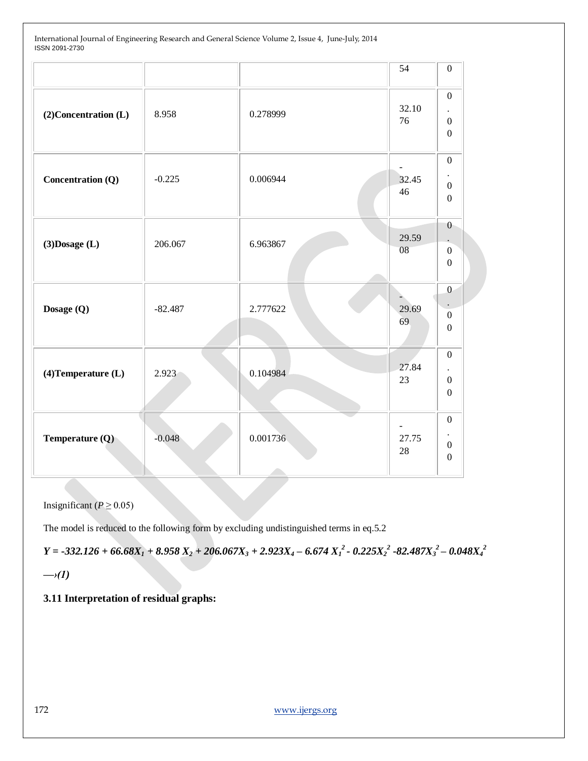|  |  |  | 54 | 0 |
|---|---|---|---|---|
| **(2)Concentration (L)** | 8.958 | 0.278999 | 32.1076 | 0.00 |
| **Concentration (Q)** | -0.225 | 0.006944 | -32.4546 | 0.00 |
| **(3)Dosage (L)** | 206.067 | 6.963867 | 29.5908 | 0.00 |
| **Dosage (Q)** | -82.487 | 2.777622 | -29.6969 | 0.00 |
| **(4)Temperature (L)** | 2.923 | 0.104984 | 27.8423 | 0.00 |
| **Temperature (Q)** | -0.048 | 0.001736 | -27.7528 | 0.00 |

Insignificant ($P \geq 0.05$)

The model is reduced to the following form by excluding undistinguished terms in eq.5.2

$$Y = -332.126 + 66.68X_1 + 8.958\,X_2 + 206.067X_3 + 2.923X_4 - 6.674\,X_1^2 - 0.225X_2^2 - 82.487X_3^2 - 0.048X_4^2 \longrightarrow (1)$$

### 3.11 Interpretation of residual graphs: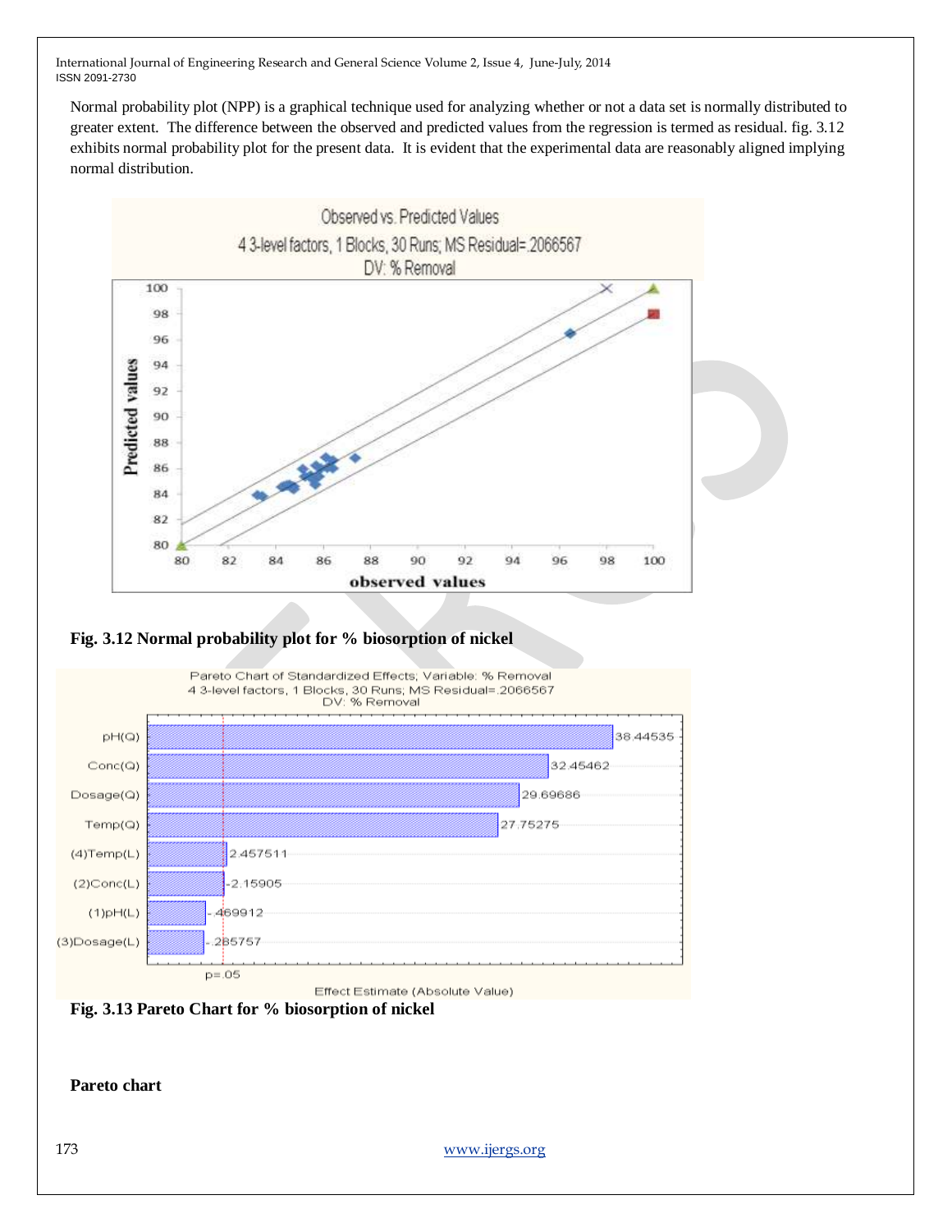Normal probability plot (NPP) is a graphical technique used for analyzing whether or not a data set is normally distributed to greater extent. The difference between the observed and predicted values from the regression is termed as residual. fig. 3.12 exhibits normal probability plot for the present data. It is evident that the experimental data are reasonably aligned implying normal distribution.

**Fig. 3.12 Normal probability plot for % biosorption of nickel**

**Fig. 3.13 Pareto Chart for % biosorption of nickel**

**Pareto chart**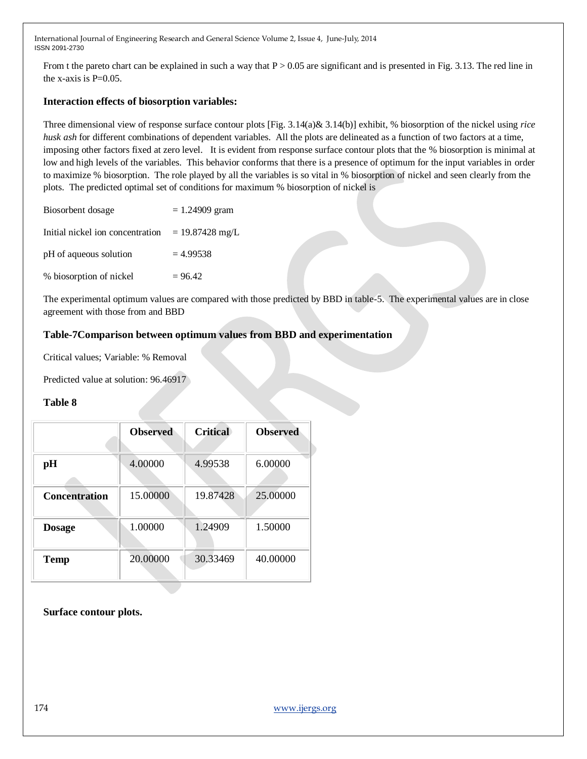From t the pareto chart can be explained in such a way that P > 0.05 are significant and is presented in Fig. 3.13. The red line in the x-axis is P=0.05.

### Interaction effects of biosorption variables:

Three dimensional view of response surface contour plots [Fig. 3.14(a)& 3.14(b)] exhibit, % biosorption of the nickel using *rice husk ash* for different combinations of dependent variables. All the plots are delineated as a function of two factors at a time, imposing other factors fixed at zero level. It is evident from response surface contour plots that the % biosorption is minimal at low and high levels of the variables. This behavior conforms that there is a presence of optimum for the input variables in order to maximize % biosorption. The role played by all the variables is so vital in % biosorption of nickel and seen clearly from the plots. The predicted optimal set of conditions for maximum % biosorption of nickel is

Biosorbent dosage = 1.24909 gram

Initial nickel ion concentration = 19.87428 mg/L

pH of aqueous solution = 4.99538

% biosorption of nickel = 96.42

The experimental optimum values are compared with those predicted by BBD in table-5. The experimental values are in close agreement with those from and BBD

### Table-7Comparison between optimum values from BBD and experimentation

Critical values; Variable: % Removal

Predicted value at solution: 96.46917

### Table 8

| | **Observed** | **Critical** | **Observed** |
|---|---|---|---|
| **pH** | 4.00000 | 4.99538 | 6.00000 |
| **Concentration** | 15.00000 | 19.87428 | 25.00000 |
| **Dosage** | 1.00000 | 1.24909 | 1.50000 |
| **Temp** | 20.00000 | 30.33469 | 40.00000 |

**Surface contour plots.**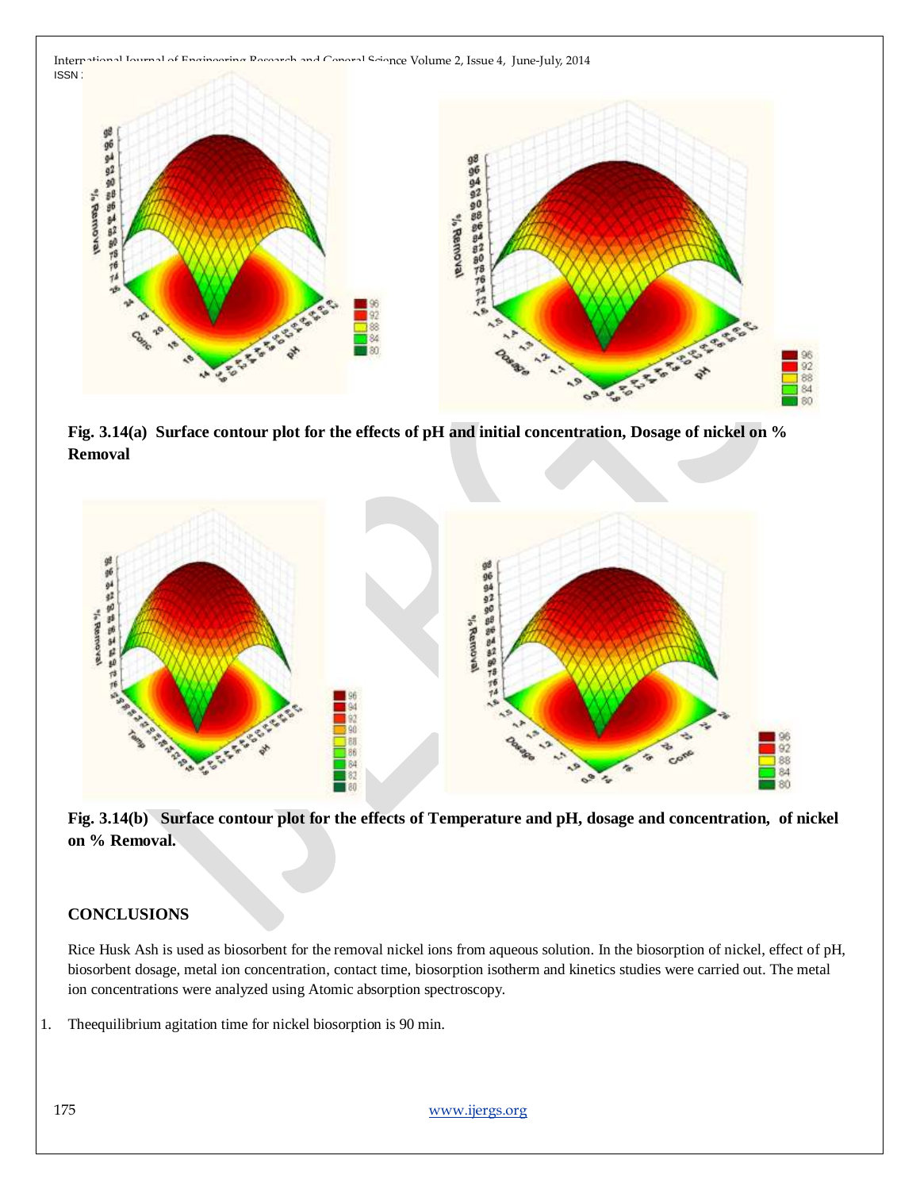Fig. 3.14(a) Surface contour plot for the effects of pH and initial concentration, Dosage of nickel on % Removal

Fig. 3.14(b) Surface contour plot for the effects of Temperature and pH, dosage and concentration, of nickel on % Removal.

## CONCLUSIONS

Rice Husk Ash is used as biosorbent for the removal nickel ions from aqueous solution. In the biosorption of nickel, effect of pH, biosorbent dosage, metal ion concentration, contact time, biosorption isotherm and kinetics studies were carried out. The metal ion concentrations were analyzed using Atomic absorption spectroscopy.

1. Theequilibrium agitation time for nickel biosorption is 90 min.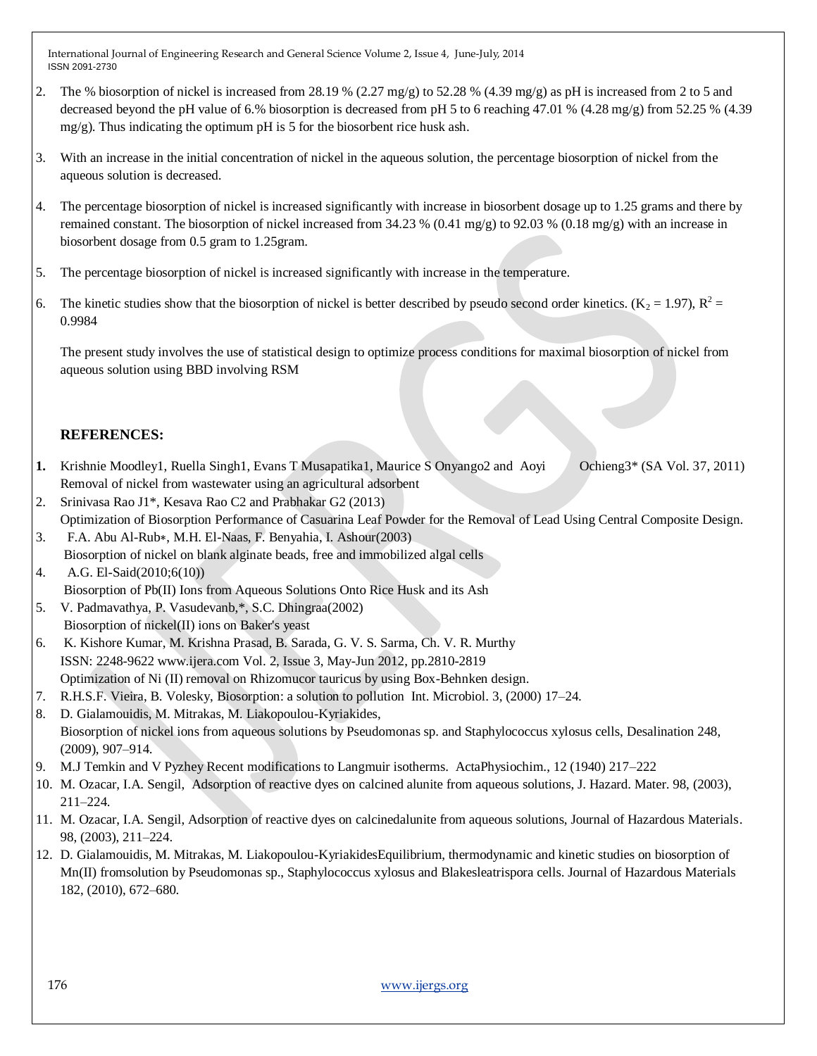2. The % biosorption of nickel is increased from 28.19 % (2.27 mg/g) to 52.28 % (4.39 mg/g) as pH is increased from 2 to 5 and decreased beyond the pH value of 6.% biosorption is decreased from pH 5 to 6 reaching 47.01 % (4.28 mg/g) from 52.25 % (4.39 mg/g). Thus indicating the optimum pH is 5 for the biosorbent rice husk ash.

3. With an increase in the initial concentration of nickel in the aqueous solution, the percentage biosorption of nickel from the aqueous solution is decreased.

4. The percentage biosorption of nickel is increased significantly with increase in biosorbent dosage up to 1.25 grams and there by remained constant. The biosorption of nickel increased from 34.23 % (0.41 mg/g) to 92.03 % (0.18 mg/g) with an increase in biosorbent dosage from 0.5 gram to 1.25gram.

5. The percentage biosorption of nickel is increased significantly with increase in the temperature.

6. The kinetic studies show that the biosorption of nickel is better described by pseudo second order kinetics. ($K_2$ = 1.97), $R^2$ = 0.9984

The present study involves the use of statistical design to optimize process conditions for maximal biosorption of nickel from aqueous solution using BBD involving RSM

## REFERENCES:

1. Krishnie Moodley1, Ruella Singh1, Evans T Musapatika1, Maurice S Onyango2 and Aoyi Ochieng3* (SA Vol. 37, 2011) Removal of nickel from wastewater using an agricultural adsorbent
2. Srinivasa Rao J1*, Kesava Rao C2 and Prabhakar G2 (2013) Optimization of Biosorption Performance of Casuarina Leaf Powder for the Removal of Lead Using Central Composite Design.
3. F.A. Abu Al-Rub*, M.H. El-Naas, F. Benyahia, I. Ashour(2003) Biosorption of nickel on blank alginate beads, free and immobilized algal cells
4. A.G. El-Said(2010;6(10)) Biosorption of Pb(II) Ions from Aqueous Solutions Onto Rice Husk and its Ash
5. V. Padmavathya, P. Vasudevanb,*, S.C. Dhingraa(2002) Biosorption of nickel(II) ions on Baker's yeast
6. K. Kishore Kumar, M. Krishna Prasad, B. Sarada, G. V. S. Sarma, Ch. V. R. Murthy ISSN: 2248-9622 www.ijera.com Vol. 2, Issue 3, May-Jun 2012, pp.2810-2819 Optimization of Ni (II) removal on Rhizomucor tauricus by using Box-Behnken design.
7. R.H.S.F. Vieira, B. Volesky, Biosorption: a solution to pollution Int. Microbiol. 3, (2000) 17–24.
8. D. Gialamouidis, M. Mitrakas, M. Liakopoulou-Kyriakides, Biosorption of nickel ions from aqueous solutions by Pseudomonas sp. and Staphylococcus xylosus cells, Desalination 248, (2009), 907–914.
9. M.J Temkin and V Pyzhey Recent modifications to Langmuir isotherms. ActaPhysiochim., 12 (1940) 217–222
10. M. Ozacar, I.A. Sengil, Adsorption of reactive dyes on calcined alunite from aqueous solutions, J. Hazard. Mater. 98, (2003), 211–224.
11. M. Ozacar, I.A. Sengil, Adsorption of reactive dyes on calcinedalunite from aqueous solutions, Journal of Hazardous Materials. 98, (2003), 211–224.
12. D. Gialamouidis, M. Mitrakas, M. Liakopoulou-KyriakidesEquilibrium, thermodynamic and kinetic studies on biosorption of Mn(II) fromsolution by Pseudomonas sp., Staphylococcus xylosus and Blakesleatrispora cells. Journal of Hazardous Materials 182, (2010), 672–680.